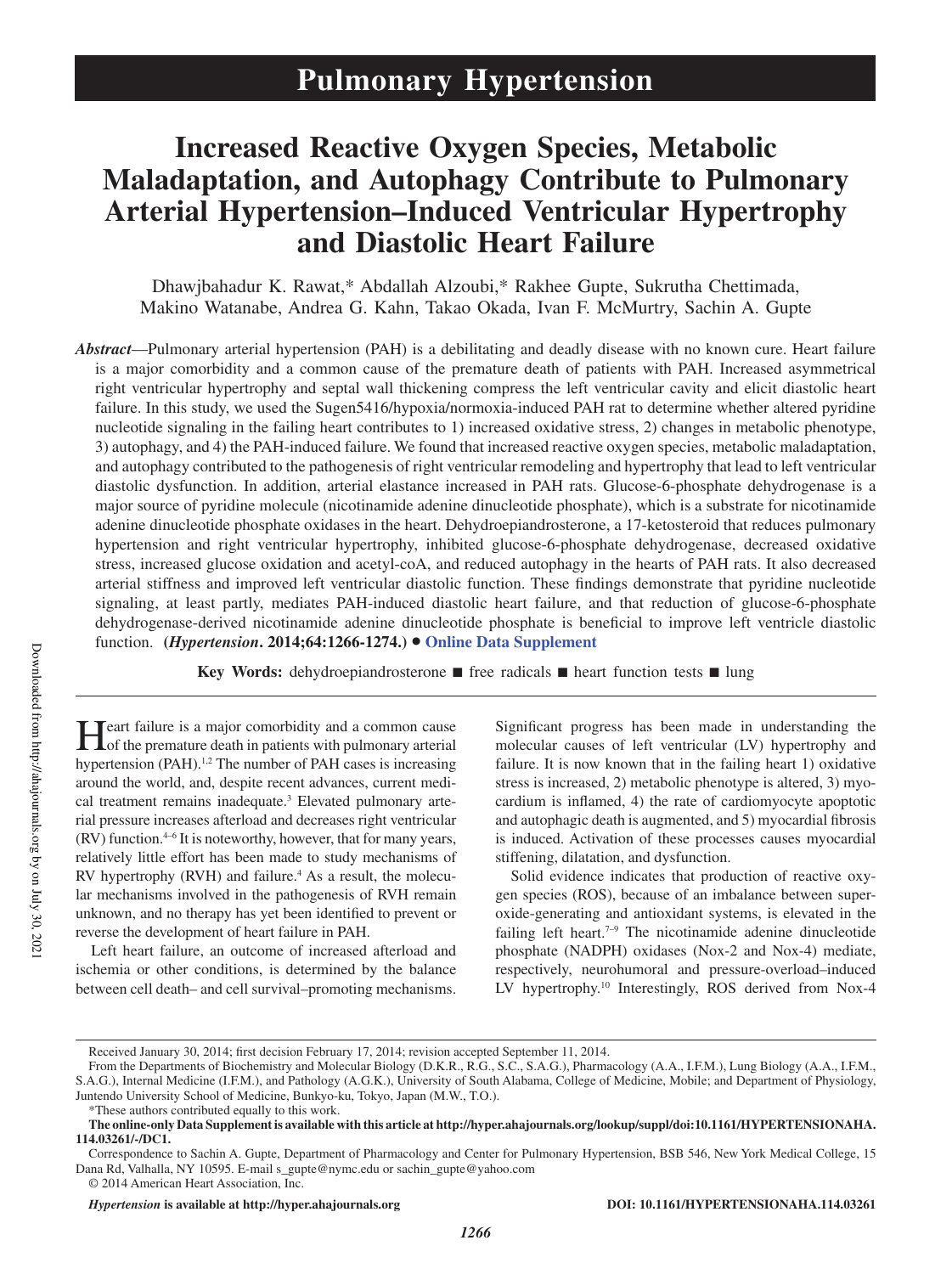# Increased Reactive Oxygen Species, Metabolic Maladaptation, and Autophagy Contribute to Pulmonary Arterial Hypertension–Induced Ventricular Hypertrophy and Diastolic Heart Failure

Dhawjbahadur K. Rawat,* Abdallah Alzoubi,* Rakhee Gupte, Sukrutha Chettimada, Makino Watanabe, Andrea G. Kahn, Takao Okada, Ivan F. McMurtry, Sachin A. Gupte

***Abstract***—Pulmonary arterial hypertension (PAH) is a debilitating and deadly disease with no known cure. Heart failure is a major comorbidity and a common cause of the premature death of patients with PAH. Increased asymmetrical right ventricular hypertrophy and septal wall thickening compress the left ventricular cavity and elicit diastolic heart failure. In this study, we used the Sugen5416/hypoxia/normoxia-induced PAH rat to determine whether altered pyridine nucleotide signaling in the failing heart contributes to 1) increased oxidative stress, 2) changes in metabolic phenotype, 3) autophagy, and 4) the PAH-induced failure. We found that increased reactive oxygen species, metabolic maladaptation, and autophagy contributed to the pathogenesis of right ventricular remodeling and hypertrophy that lead to left ventricular diastolic dysfunction. In addition, arterial elastance increased in PAH rats. Glucose-6-phosphate dehydrogenase is a major source of pyridine molecule (nicotinamide adenine dinucleotide phosphate), which is a substrate for nicotinamide adenine dinucleotide phosphate oxidases in the heart. Dehydroepiandrosterone, a 17-ketosteroid that reduces pulmonary hypertension and right ventricular hypertrophy, inhibited glucose-6-phosphate dehydrogenase, decreased oxidative stress, increased glucose oxidation and acetyl-coA, and reduced autophagy in the hearts of PAH rats. It also decreased arterial stiffness and improved left ventricular diastolic function. These findings demonstrate that pyridine nucleotide signaling, at least partly, mediates PAH-induced diastolic heart failure, and that reduction of glucose-6-phosphate dehydrogenase-derived nicotinamide adenine dinucleotide phosphate is beneficial to improve left ventricle diastolic function. **(*Hypertension*. 2014;64:1266-1274.)** • **Online Data Supplement**

**Key Words:** dehydroepiandrosterone ■ free radicals ■ heart function tests ■ lung

Heart failure is a major comorbidity and a common cause of the premature death in patients with pulmonary arterial hypertension (PAH).[1,2] The number of PAH cases is increasing around the world, and, despite recent advances, current medical treatment remains inadequate.[3] Elevated pulmonary arterial pressure increases afterload and decreases right ventricular (RV) function.[4–6] It is noteworthy, however, that for many years, relatively little effort has been made to study mechanisms of RV hypertrophy (RVH) and failure.[4] As a result, the molecular mechanisms involved in the pathogenesis of RVH remain unknown, and no therapy has yet been identified to prevent or reverse the development of heart failure in PAH.

Left heart failure, an outcome of increased afterload and ischemia or other conditions, is determined by the balance between cell death– and cell survival–promoting mechanisms. Significant progress has been made in understanding the molecular causes of left ventricular (LV) hypertrophy and failure. It is now known that in the failing heart 1) oxidative stress is increased, 2) metabolic phenotype is altered, 3) myocardium is inflamed, 4) the rate of cardiomyocyte apoptotic and autophagic death is augmented, and 5) myocardial fibrosis is induced. Activation of these processes causes myocardial stiffening, dilatation, and dysfunction.

Solid evidence indicates that production of reactive oxygen species (ROS), because of an imbalance between superoxide-generating and antioxidant systems, is elevated in the failing left heart.[7–9] The nicotinamide adenine dinucleotide phosphate (NADPH) oxidases (Nox-2 and Nox-4) mediate, respectively, neurohumoral and pressure-overload–induced LV hypertrophy.[10] Interestingly, ROS derived from Nox-4

Received January 30, 2014; first decision February 17, 2014; revision accepted September 11, 2014.

From the Departments of Biochemistry and Molecular Biology (D.K.R., R.G., S.C., S.A.G.), Pharmacology (A.A., I.F.M.), Lung Biology (A.A., I.F.M., S.A.G.), Internal Medicine (I.F.M.), and Pathology (A.G.K.), University of South Alabama, College of Medicine, Mobile; and Department of Physiology, Juntendo University School of Medicine, Bunkyo-ku, Tokyo, Japan (M.W., T.O.).

*These authors contributed equally to this work.

**The online-only Data Supplement is available with this article at http://hyper.ahajournals.org/lookup/suppl/doi:10.1161/HYPERTENSIONAHA.114.03261/-/DC1.**

Correspondence to Sachin A. Gupte, Department of Pharmacology and Center for Pulmonary Hypertension, BSB 546, New York Medical College, 15 Dana Rd, Valhalla, NY 10595. E-mail s_gupte@nymc.edu or sachin_gupte@yahoo.com

© 2014 American Heart Association, Inc.

*Hypertension* **is available at http://hyper.ahajournals.org** **DOI: 10.1161/HYPERTENSIONAHA.114.03261**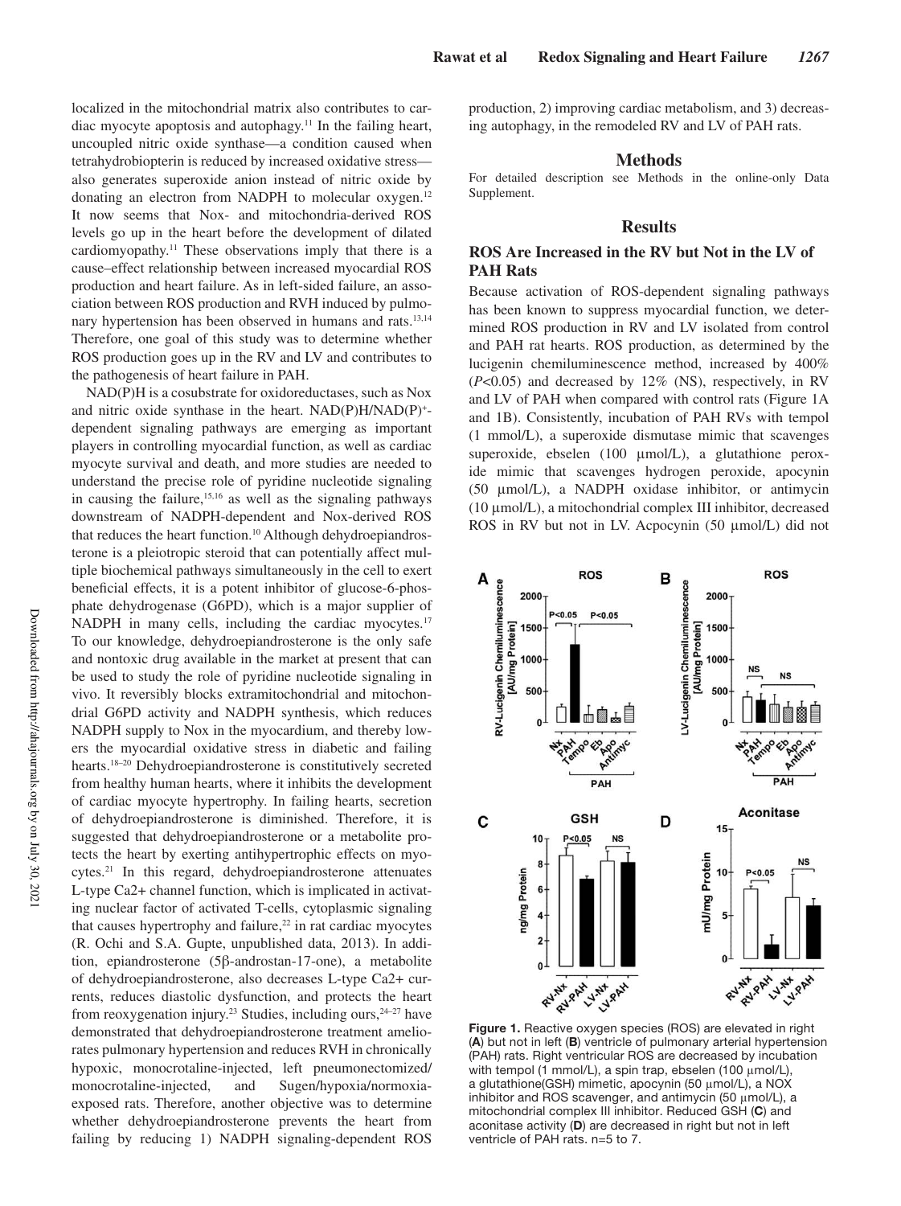localized in the mitochondrial matrix also contributes to cardiac myocyte apoptosis and autophagy.[11] In the failing heart, uncoupled nitric oxide synthase—a condition caused when tetrahydrobiopterin is reduced by increased oxidative stress—also generates superoxide anion instead of nitric oxide by donating an electron from NADPH to molecular oxygen.[12] It now seems that Nox- and mitochondria-derived ROS levels go up in the heart before the development of dilated cardiomyopathy.[11] These observations imply that there is a cause–effect relationship between increased myocardial ROS production and heart failure. As in left-sided failure, an association between ROS production and RVH induced by pulmonary hypertension has been observed in humans and rats.[13,14] Therefore, one goal of this study was to determine whether ROS production goes up in the RV and LV and contributes to the pathogenesis of heart failure in PAH.

NAD(P)H is a cosubstrate for oxidoreductases, such as Nox and nitric oxide synthase in the heart. NAD(P)H/NAD(P)$^+$-dependent signaling pathways are emerging as important players in controlling myocardial function, as well as cardiac myocyte survival and death, and more studies are needed to understand the precise role of pyridine nucleotide signaling in causing the failure,[15,16] as well as the signaling pathways downstream of NADPH-dependent and Nox-derived ROS that reduces the heart function.[10] Although dehydroepiandrosterone is a pleiotropic steroid that can potentially affect multiple biochemical pathways simultaneously in the cell to exert beneficial effects, it is a potent inhibitor of glucose-6-phosphate dehydrogenase (G6PD), which is a major supplier of NADPH in many cells, including the cardiac myocytes.[17] To our knowledge, dehydroepiandrosterone is the only safe and nontoxic drug available in the market at present that can be used to study the role of pyridine nucleotide signaling in vivo. It reversibly blocks extramitochondrial and mitochondrial G6PD activity and NADPH synthesis, which reduces NADPH supply to Nox in the myocardium, and thereby lowers the myocardial oxidative stress in diabetic and failing hearts.[18–20] Dehydroepiandrosterone is constitutively secreted from healthy human hearts, where it inhibits the development of cardiac myocyte hypertrophy. In failing hearts, secretion of dehydroepiandrosterone is diminished. Therefore, it is suggested that dehydroepiandrosterone or a metabolite protects the heart by exerting antihypertrophic effects on myocytes.[21] In this regard, dehydroepiandrosterone attenuates L-type $Ca^{2+}$ channel function, which is implicated in activating nuclear factor of activated T-cells, cytoplasmic signaling that causes hypertrophy and failure,[22] in rat cardiac myocytes (R. Ochi and S.A. Gupte, unpublished data, 2013). In addition, epiandrosterone (5β-androstan-17-one), a metabolite of dehydroepiandrosterone, also decreases L-type $Ca^{2+}$ currents, reduces diastolic dysfunction, and protects the heart from reoxygenation injury.[23] Studies, including ours,[24–27] have demonstrated that dehydroepiandrosterone treatment ameliorates pulmonary hypertension and reduces RVH in chronically hypoxic, monocrotaline-injected, left pneumonectomized/monocrotaline-injected, and Sugen/hypoxia/normoxia-exposed rats. Therefore, another objective was to determine whether dehydroepiandrosterone prevents the heart from failing by reducing 1) NADPH signaling-dependent ROS production, 2) improving cardiac metabolism, and 3) decreasing autophagy, in the remodeled RV and LV of PAH rats.

## Methods

For detailed description see Methods in the online-only Data Supplement.

## Results

### ROS Are Increased in the RV but Not in the LV of PAH Rats

Because activation of ROS-dependent signaling pathways has been known to suppress myocardial function, we determined ROS production in RV and LV isolated from control and PAH rat hearts. ROS production, as determined by the lucigenin chemiluminescence method, increased by 400% ($P<0.05$) and decreased by 12% (NS), respectively, in RV and LV of PAH when compared with control rats (Figure 1A and 1B). Consistently, incubation of PAH RVs with tempol (1 mmol/L), a superoxide dismutase mimic that scavenges superoxide, ebselen (100 μmol/L), a glutathione peroxide mimic that scavenges hydrogen peroxide, apocynin (50 μmol/L), a NADPH oxidase inhibitor, or antimycin (10 μmol/L), a mitochondrial complex III inhibitor, decreased ROS in RV but not in LV. Acpocynin (50 μmol/L) did not

**Figure 1.** Reactive oxygen species (ROS) are elevated in right (**A**) but not in left (**B**) ventricle of pulmonary arterial hypertension (PAH) rats. Right ventricular ROS are decreased by incubation with tempol (1 mmol/L), a spin trap, ebselen (100 μmol/L), a glutathione(GSH) mimetic, apocynin (50 μmol/L), a NOX inhibitor and ROS scavenger, and antimycin (50 μmol/L), a mitochondrial complex III inhibitor. Reduced GSH (**C**) and aconitase activity (**D**) are decreased in right but not in left ventricle of PAH rats. n=5 to 7.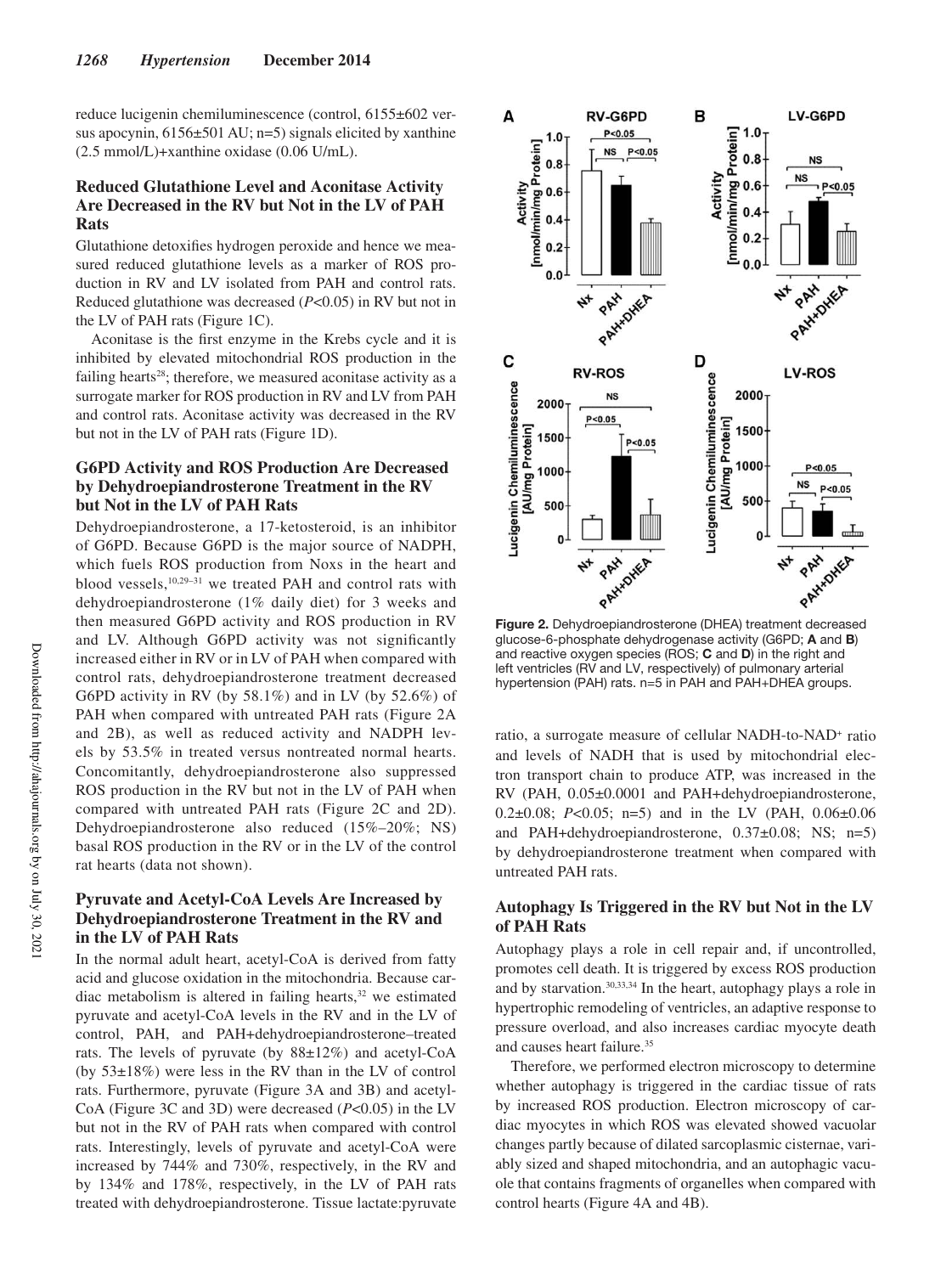reduce lucigenin chemiluminescence (control, 6155±602 versus apocynin, 6156±501 AU; n=5) signals elicited by xanthine (2.5 mmol/L)+xanthine oxidase (0.06 U/mL).

## Reduced Glutathione Level and Aconitase Activity Are Decreased in the RV but Not in the LV of PAH Rats

Glutathione detoxifies hydrogen peroxide and hence we measured reduced glutathione levels as a marker of ROS production in RV and LV isolated from PAH and control rats. Reduced glutathione was decreased ($P<0.05$) in RV but not in the LV of PAH rats (Figure 1C).

Aconitase is the first enzyme in the Krebs cycle and it is inhibited by elevated mitochondrial ROS production in the failing hearts[28]; therefore, we measured aconitase activity as a surrogate marker for ROS production in RV and LV from PAH and control rats. Aconitase activity was decreased in the RV but not in the LV of PAH rats (Figure 1D).

## G6PD Activity and ROS Production Are Decreased by Dehydroepiandrosterone Treatment in the RV but Not in the LV of PAH Rats

Dehydroepiandrosterone, a 17-ketosteroid, is an inhibitor of G6PD. Because G6PD is the major source of NADPH, which fuels ROS production from Noxs in the heart and blood vessels,[10,29–31] we treated PAH and control rats with dehydroepiandrosterone (1% daily diet) for 3 weeks and then measured G6PD activity and ROS production in RV and LV. Although G6PD activity was not significantly increased either in RV or in LV of PAH when compared with control rats, dehydroepiandrosterone treatment decreased G6PD activity in RV (by 58.1%) and in LV (by 52.6%) of PAH when compared with untreated PAH rats (Figure 2A and 2B), as well as reduced activity and NADPH levels by 53.5% in treated versus nontreated normal hearts. Concomitantly, dehydroepiandrosterone also suppressed ROS production in the RV but not in the LV of PAH when compared with untreated PAH rats (Figure 2C and 2D). Dehydroepiandrosterone also reduced (15%–20%; NS) basal ROS production in the RV or in the LV of the control rat hearts (data not shown).

## Pyruvate and Acetyl-CoA Levels Are Increased by Dehydroepiandrosterone Treatment in the RV and in the LV of PAH Rats

In the normal adult heart, acetyl-CoA is derived from fatty acid and glucose oxidation in the mitochondria. Because cardiac metabolism is altered in failing hearts,[32] we estimated pyruvate and acetyl-CoA levels in the RV and in the LV of control, PAH, and PAH+dehydroepiandrosterone–treated rats. The levels of pyruvate (by 88±12%) and acetyl-CoA (by 53±18%) were less in the RV than in the LV of control rats. Furthermore, pyruvate (Figure 3A and 3B) and acetyl-CoA (Figure 3C and 3D) were decreased ($P<0.05$) in the LV but not in the RV of PAH rats when compared with control rats. Interestingly, levels of pyruvate and acetyl-CoA were increased by 744% and 730%, respectively, in the RV and by 134% and 178%, respectively, in the LV of PAH rats treated with dehydroepiandrosterone. Tissue lactate:pyruvate ratio, a surrogate measure of cellular NADH-to-NAD$^+$ ratio and levels of NADH that is used by mitochondrial electron transport chain to produce ATP, was increased in the RV (PAH, 0.05±0.0001 and PAH+dehydroepiandrosterone, 0.2±0.08; $P<0.05$; n=5) and in the LV (PAH, 0.06±0.06 and PAH+dehydroepiandrosterone, 0.37±0.08; NS; n=5) by dehydroepiandrosterone treatment when compared with untreated PAH rats.

**Figure 2.** Dehydroepiandrosterone (DHEA) treatment decreased glucose-6-phosphate dehydrogenase activity (G6PD; **A** and **B**) and reactive oxygen species (ROS; **C** and **D**) in the right and left ventricles (RV and LV, respectively) of pulmonary arterial hypertension (PAH) rats. n=5 in PAH and PAH+DHEA groups.

## Autophagy Is Triggered in the RV but Not in the LV of PAH Rats

Autophagy plays a role in cell repair and, if uncontrolled, promotes cell death. It is triggered by excess ROS production and by starvation.[30,33,34] In the heart, autophagy plays a role in hypertrophic remodeling of ventricles, an adaptive response to pressure overload, and also increases cardiac myocyte death and causes heart failure.[35]

Therefore, we performed electron microscopy to determine whether autophagy is triggered in the cardiac tissue of rats by increased ROS production. Electron microscopy of cardiac myocytes in which ROS was elevated showed vacuolar changes partly because of dilated sarcoplasmic cisternae, variably sized and shaped mitochondria, and an autophagic vacuole that contains fragments of organelles when compared with control hearts (Figure 4A and 4B).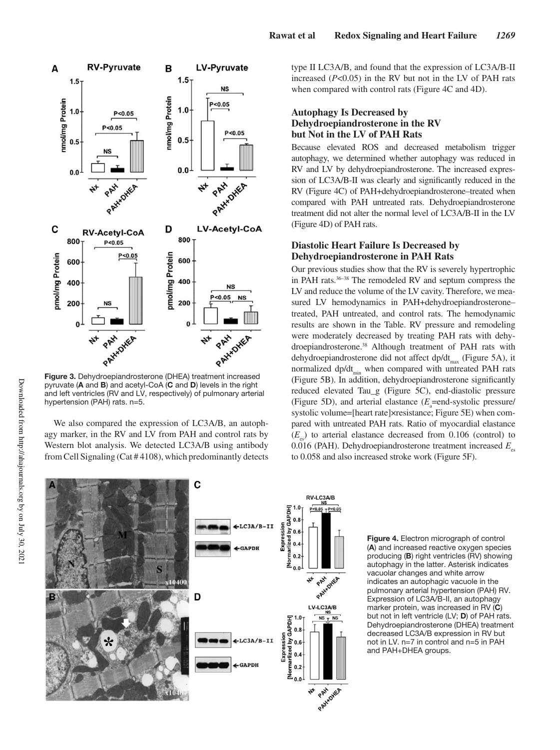Figure 3. Dehydroepiandrosterone (DHEA) treatment increased pyruvate (**A** and **B**) and acetyl-CoA (**C** and **D**) levels in the right and left ventricles (RV and LV, respectively) of pulmonary arterial hypertension (PAH) rats. n=5.

We also compared the expression of LC3A/B, an autophagy marker, in the RV and LV from PAH and control rats by Western blot analysis. We detected LC3A/B using antibody from Cell Signaling (Cat # 4108), which predominantly detects type II LC3A/B, and found that the expression of LC3A/B-II increased ($P<0.05$) in the RV but not in the LV of PAH rats when compared with control rats (Figure 4C and 4D).

### Autophagy Is Decreased by Dehydroepiandrosterone in the RV but Not in the LV of PAH Rats

Because elevated ROS and decreased metabolism trigger autophagy, we determined whether autophagy was reduced in RV and LV by dehydroepiandrosterone. The increased expression of LC3A/B-II was clearly and significantly reduced in the RV (Figure 4C) of PAH+dehydroepiandrosterone–treated when compared with PAH untreated rats. Dehydroepiandrosterone treatment did not alter the normal level of LC3A/B-II in the LV (Figure 4D) of PAH rats.

### Diastolic Heart Failure Is Decreased by Dehydroepiandrosterone in PAH Rats

Our previous studies show that the RV is severely hypertrophic in PAH rats.[36–38] The remodeled RV and septum compress the LV and reduce the volume of the LV cavity. Therefore, we measured LV hemodynamics in PAH+dehydroepiandrosterone–treated, PAH untreated, and control rats. The hemodynamic results are shown in the Table. RV pressure and remodeling were moderately decreased by treating PAH rats with dehydroepiandrosterone.[38] Although treatment of PAH rats with dehydroepiandrosterone did not affect $dp/dt_{max}$ (Figure 5A), it normalized $dp/dt_{min}$ when compared with untreated PAH rats (Figure 5B). In addition, dehydroepiandrosterone significantly reduced elevated Tau_g (Figure 5C), end-diastolic pressure (Figure 5D), and arterial elastance ($E_a$=end-systolic pressure/systolic volume=[heart rate]×resistance; Figure 5E) when compared with untreated PAH rats. Ratio of myocardial elastance ($E_{es}$) to arterial elastance decreased from 0.106 (control) to 0.016 (PAH). Dehydroepiandrosterone treatment increased $E_{es}$ to 0.058 and also increased stroke work (Figure 5F).

Figure 4. Electron micrograph of control (**A**) and increased reactive oxygen species producing (**B**) right ventricles (RV) showing autophagy in the latter. Asterisk indicates vacuolar changes and white arrow indicates an autophagic vacuole in the pulmonary arterial hypertension (PAH) RV. Expression of LC3A/B-II, an autophagy marker protein, was increased in RV (**C**) but not in left ventricle (LV; **D**) of PAH rats. Dehydroepiandrosterone (DHEA) treatment decreased LC3A/B expression in RV but not in LV. n=7 in control and n=5 in PAH and PAH+DHEA groups.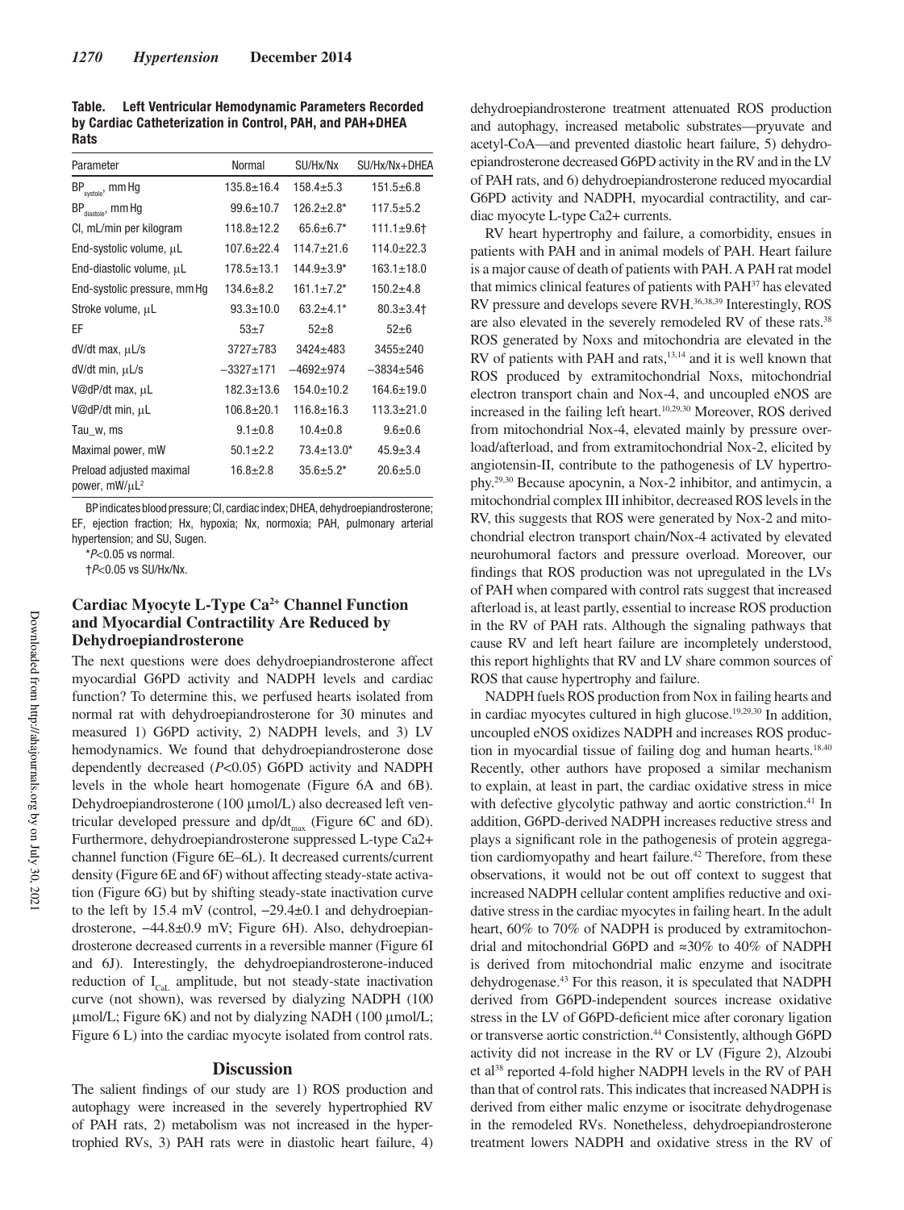**Table. Left Ventricular Hemodynamic Parameters Recorded by Cardiac Catheterization in Control, PAH, and PAH+DHEA Rats**

| Parameter | Normal | SU/Hx/Nx | SU/Hx/Nx+DHEA |
|---|---|---|---|
| $BP_{systole}$, mm Hg | 135.8±16.4 | 158.4±5.3 | 151.5±6.8 |
| $BP_{diastole}$, mm Hg | 99.6±10.7 | 126.2±2.8* | 117.5±5.2 |
| CI, mL/min per kilogram | 118.8±12.2 | 65.6±6.7* | 111.1±9.6† |
| End-systolic volume, μL | 107.6±22.4 | 114.7±21.6 | 114.0±22.3 |
| End-diastolic volume, μL | 178.5±13.1 | 144.9±3.9* | 163.1±18.0 |
| End-systolic pressure, mm Hg | 134.6±8.2 | 161.1±7.2* | 150.2±4.8 |
| Stroke volume, μL | 93.3±10.0 | 63.2±4.1* | 80.3±3.4† |
| EF | 53±7 | 52±8 | 52±6 |
| dV/dt max, μL/s | 3727±783 | 3424±483 | 3455±240 |
| dV/dt min, μL/s | −3327±171 | −4692±974 | −3834±546 |
| V@dP/dt max, μL | 182.3±13.6 | 154.0±10.2 | 164.6±19.0 |
| V@dP/dt min, μL | 106.8±20.1 | 116.8±16.3 | 113.3±21.0 |
| Tau_w, ms | 9.1±0.8 | 10.4±0.8 | 9.6±0.6 |
| Maximal power, mW | 50.1±2.2 | 73.4±13.0* | 45.9±3.4 |
| Preload adjusted maximal power, mW/μL$^2$ | 16.8±2.8 | 35.6±5.2* | 20.6±5.0 |

BP indicates blood pressure; CI, cardiac index; DHEA, dehydroepiandrosterone; EF, ejection fraction; Hx, hypoxia; Nx, normoxia; PAH, pulmonary arterial hypertension; and SU, Sugen.

*$P<0.05$ vs normal.

†$P<0.05$ vs SU/Hx/Nx.

### Cardiac Myocyte L-Type $Ca^{2+}$ Channel Function and Myocardial Contractility Are Reduced by Dehydroepiandrosterone

The next questions were does dehydroepiandrosterone affect myocardial G6PD activity and NADPH levels and cardiac function? To determine this, we perfused hearts isolated from normal rat with dehydroepiandrosterone for 30 minutes and measured 1) G6PD activity, 2) NADPH levels, and 3) LV hemodynamics. We found that dehydroepiandrosterone dose dependently decreased ($P<0.05$) G6PD activity and NADPH levels in the whole heart homogenate (Figure 6A and 6B). Dehydroepiandrosterone (100 μmol/L) also decreased left ventricular developed pressure and $dp/dt_{max}$ (Figure 6C and 6D). Furthermore, dehydroepiandrosterone suppressed L-type Ca2+ channel function (Figure 6E–6L). It decreased currents/current density (Figure 6E and 6F) without affecting steady-state activation (Figure 6G) but by shifting steady-state inactivation curve to the left by 15.4 mV (control, −29.4±0.1 and dehydroepiandrosterone, −44.8±0.9 mV; Figure 6H). Also, dehydroepiandrosterone decreased currents in a reversible manner (Figure 6I and 6J). Interestingly, the dehydroepiandrosterone-induced reduction of $I_{CaL}$ amplitude, but not steady-state inactivation curve (not shown), was reversed by dialyzing NADPH (100 μmol/L; Figure 6K) and not by dialyzing NADH (100 μmol/L; Figure 6 L) into the cardiac myocyte isolated from control rats.

## Discussion

The salient findings of our study are 1) ROS production and autophagy were increased in the severely hypertrophied RV of PAH rats, 2) metabolism was not increased in the hypertrophied RVs, 3) PAH rats were in diastolic heart failure, 4) dehydroepiandrosterone treatment attenuated ROS production and autophagy, increased metabolic substrates—pryuvate and acetyl-CoA—and prevented diastolic heart failure, 5) dehydroepiandrosterone decreased G6PD activity in the RV and in the LV of PAH rats, and 6) dehydroepiandrosterone reduced myocardial G6PD activity and NADPH, myocardial contractility, and cardiac myocyte L-type Ca2+ currents.

RV heart hypertrophy and failure, a comorbidity, ensues in patients with PAH and in animal models of PAH. Heart failure is a major cause of death of patients with PAH. A PAH rat model that mimics clinical features of patients with PAH[37] has elevated RV pressure and develops severe RVH.[36,38,39] Interestingly, ROS are also elevated in the severely remodeled RV of these rats.[38] ROS generated by Noxs and mitochondria are elevated in the RV of patients with PAH and rats,[13,14] and it is well known that ROS produced by extramitochondrial Noxs, mitochondrial electron transport chain and Nox-4, and uncoupled eNOS are increased in the failing left heart.[10,29,30] Moreover, ROS derived from mitochondrial Nox-4, elevated mainly by pressure overload/afterload, and from extramitochondrial Nox-2, elicited by angiotensin-II, contribute to the pathogenesis of LV hypertrophy.[29,30] Because apocynin, a Nox-2 inhibitor, and antimycin, a mitochondrial complex III inhibitor, decreased ROS levels in the RV, this suggests that ROS were generated by Nox-2 and mitochondrial electron transport chain/Nox-4 activated by elevated neurohumoral factors and pressure overload. Moreover, our findings that ROS production was not upregulated in the LVs of PAH rats when compared with control rats suggest that increased afterload is, at least partly, essential to increase ROS production in the RV of PAH rats. Although the signaling pathways that cause RV and left heart failure are incompletely understood, this report highlights that RV and LV share common sources of ROS that cause hypertrophy and failure.

NADPH fuels ROS production from Nox in failing hearts and in cardiac myocytes cultured in high glucose.[19,29,30] In addition, uncoupled eNOS oxidizes NADPH and increases ROS production in myocardial tissue of failing dog and human hearts.[18,40] Recently, other authors have proposed a similar mechanism to explain, at least in part, the cardiac oxidative stress in mice with defective glycolytic pathway and aortic constriction.[41] In addition, G6PD-derived NADPH increases reductive stress and plays a significant role in the pathogenesis of protein aggregation cardiomyopathy and heart failure.[42] Therefore, from these observations, it would not be out off context to suggest that increased NADPH cellular content amplifies reductive and oxidative stress in the cardiac myocytes in failing heart. In the adult heart, 60% to 70% of NADPH is produced by extramitochondrial and mitochondrial G6PD and ≈30% to 40% of NADPH is derived from mitochondrial malic enzyme and isocitrate dehydrogenase.[43] For this reason, it is speculated that NADPH derived from G6PD-independent sources increase oxidative stress in the LV of G6PD-deficient mice after coronary ligation or transverse aortic constriction.[44] Consistently, although G6PD activity did not increase in the RV or LV (Figure 2), Alzoubi et al[38] reported 4-fold higher NADPH levels in the RV of PAH than that of control rats. This indicates that increased NADPH is derived from either malic enzyme or isocitrate dehydrogenase in the remodeled RVs. Nonetheless, dehydroepiandrosterone treatment lowers NADPH and oxidative stress in the RV of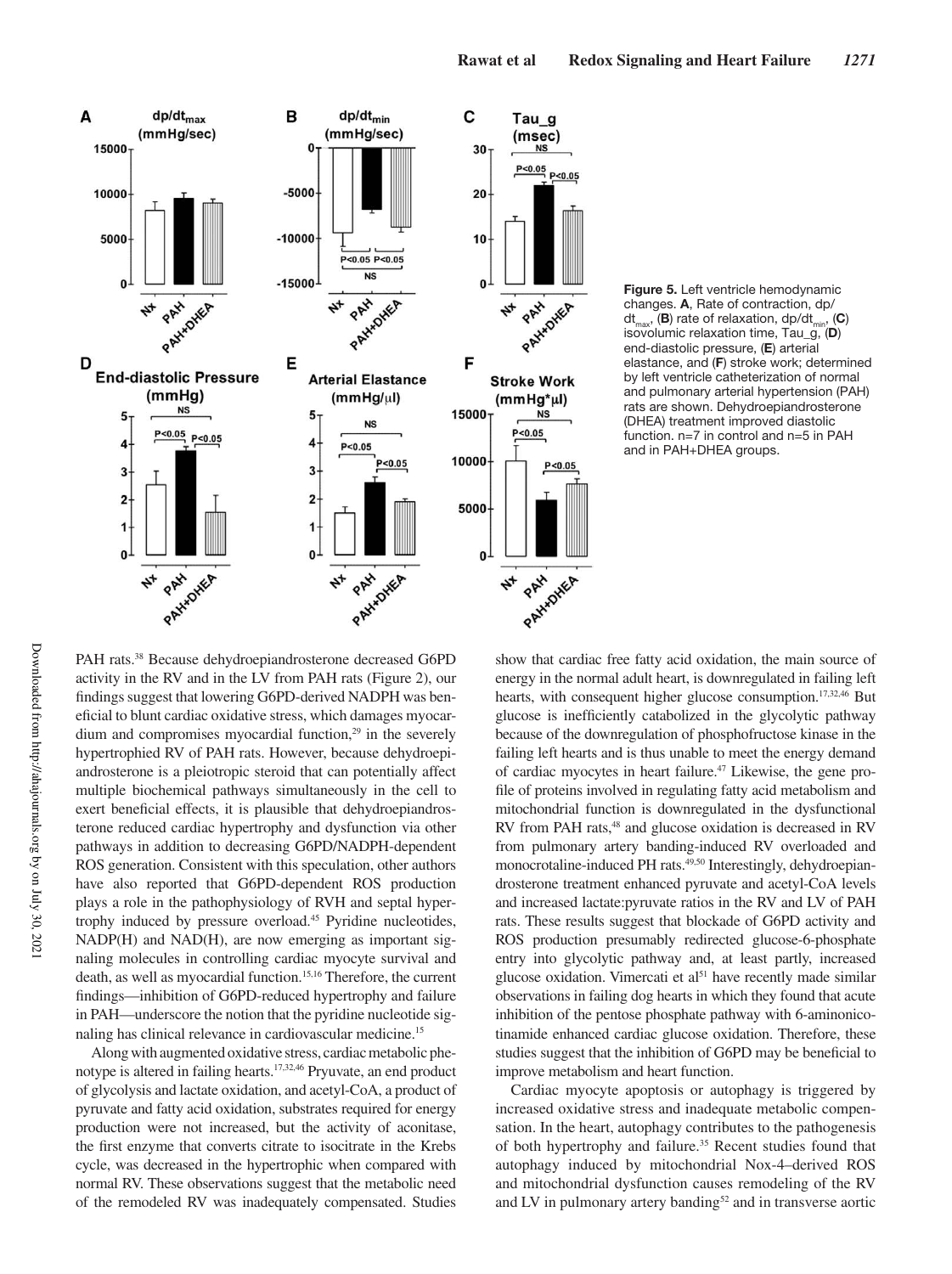Figure 5. Left ventricle hemodynamic changes. **A**, Rate of contraction, $dp/dt_{max}$, (**B**) rate of relaxation, $dp/dt_{min}$, (**C**) isovolumic relaxation time, Tau_g, (**D**) end-diastolic pressure, (**E**) arterial elastance, and (**F**) stroke work; determined by left ventricle catheterization of normal and pulmonary arterial hypertension (PAH) rats are shown. Dehydroepiandrosterone (DHEA) treatment improved diastolic function. n=7 in control and n=5 in PAH and in PAH+DHEA groups.

PAH rats.[38] Because dehydroepiandrosterone decreased G6PD activity in the RV and in the LV from PAH rats (Figure 2), our findings suggest that lowering G6PD-derived NADPH was beneficial to blunt cardiac oxidative stress, which damages myocardium and compromises myocardial function,[29] in the severely hypertrophied RV of PAH rats. However, because dehydroepiandrosterone is a pleiotropic steroid that can potentially affect multiple biochemical pathways simultaneously in the cell to exert beneficial effects, it is plausible that dehydroepiandrosterone reduced cardiac hypertrophy and dysfunction via other pathways in addition to decreasing G6PD/NADPH-dependent ROS generation. Consistent with this speculation, other authors have also reported that G6PD-dependent ROS production plays a role in the pathophysiology of RVH and septal hypertrophy induced by pressure overload.[45] Pyridine nucleotides, NADP(H) and NAD(H), are now emerging as important signaling molecules in controlling cardiac myocyte survival and death, as well as myocardial function.[15,16] Therefore, the current findings—inhibition of G6PD-reduced hypertrophy and failure in PAH—underscore the notion that the pyridine nucleotide signaling has clinical relevance in cardiovascular medicine.[15]

Along with augmented oxidative stress, cardiac metabolic phenotype is altered in failing hearts.[17,32,46] Pryuvate, an end product of glycolysis and lactate oxidation, and acetyl-CoA, a product of pyruvate and fatty acid oxidation, substrates required for energy production were not increased, but the activity of aconitase, the first enzyme that converts citrate to isocitrate in the Krebs cycle, was decreased in the hypertrophic when compared with normal RV. These observations suggest that the metabolic need of the remodeled RV was inadequately compensated. Studies show that cardiac free fatty acid oxidation, the main source of energy in the normal adult heart, is downregulated in failing left hearts, with consequent higher glucose consumption.[17,32,46] But glucose is inefficiently catabolized in the glycolytic pathway because of the downregulation of phosphofructose kinase in the failing left hearts and is thus unable to meet the energy demand of cardiac myocytes in heart failure.[47] Likewise, the gene profile of proteins involved in regulating fatty acid metabolism and mitochondrial function is downregulated in the dysfunctional RV from PAH rats,[48] and glucose oxidation is decreased in RV from pulmonary artery banding-induced RV overloaded and monocrotaline-induced PH rats.[49,50] Interestingly, dehydroepiandrosterone treatment enhanced pyruvate and acetyl-CoA levels and increased lactate:pyruvate ratios in the RV and LV of PAH rats. These results suggest that blockade of G6PD activity and ROS production presumably redirected glucose-6-phosphate entry into glycolytic pathway and, at least partly, increased glucose oxidation. Vimercati et al[51] have recently made similar observations in failing dog hearts in which they found that acute inhibition of the pentose phosphate pathway with 6-aminonicotinamide enhanced cardiac glucose oxidation. Therefore, these studies suggest that the inhibition of G6PD may be beneficial to improve metabolism and heart function.

Cardiac myocyte apoptosis or autophagy is triggered by increased oxidative stress and inadequate metabolic compensation. In the heart, autophagy contributes to the pathogenesis of both hypertrophy and failure.[35] Recent studies found that autophagy induced by mitochondrial Nox-4–derived ROS and mitochondrial dysfunction causes remodeling of the RV and LV in pulmonary artery banding[52] and in transverse aortic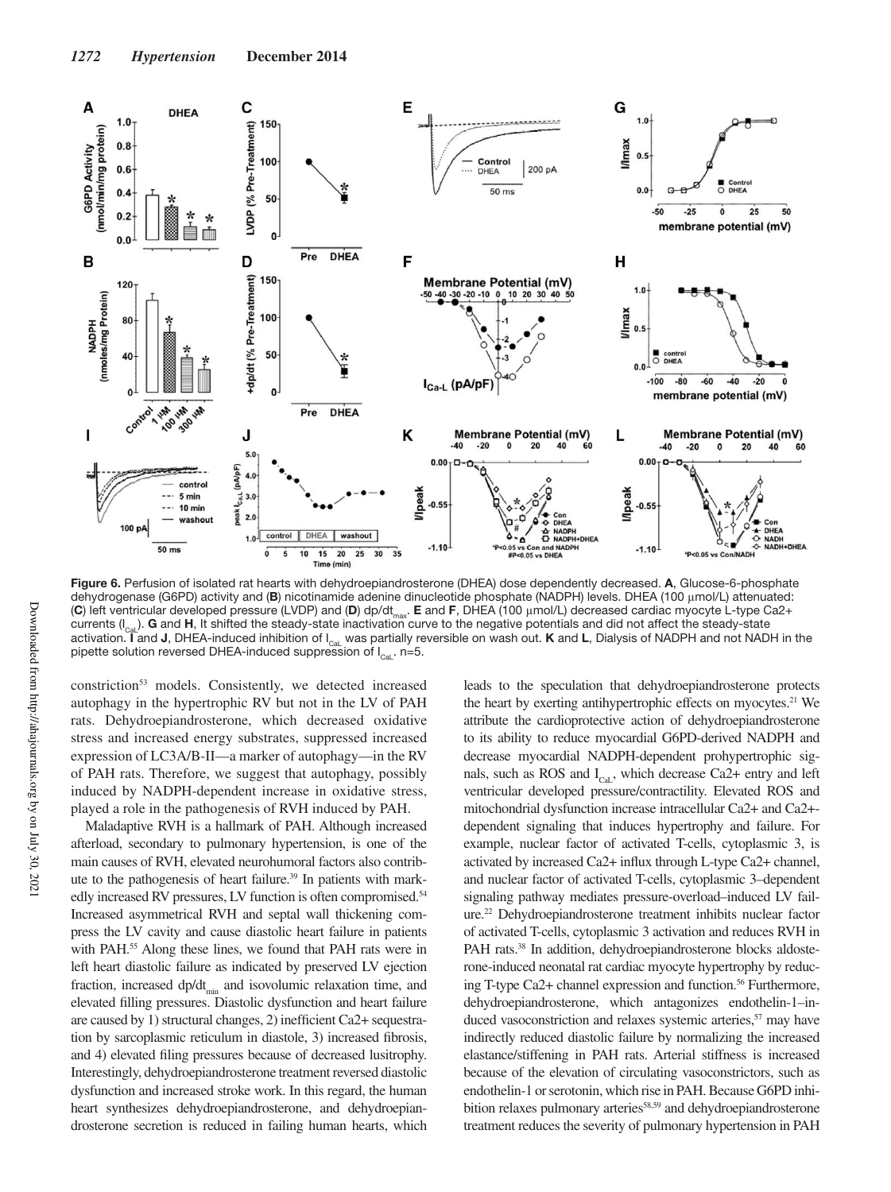**Figure 6.** Perfusion of isolated rat hearts with dehydroepiandrosterone (DHEA) dose dependently decreased. **A**, Glucose-6-phosphate dehydrogenase (G6PD) activity and (**B**) nicotinamide adenine dinucleotide phosphate (NADPH) levels. DHEA (100 μmol/L) attenuated: (**C**) left ventricular developed pressure (LVDP) and (**D**) $dp/dt_{max}$. **E** and **F**, DHEA (100 μmol/L) decreased cardiac myocyte L-type Ca2+ currents ($I_{CaL}$). **G** and **H**, It shifted the steady-state inactivation curve to the negative potentials and did not affect the steady-state activation. **I** and **J**, DHEA-induced inhibition of $I_{CaL}$ was partially reversible on wash out. **K** and **L**, Dialysis of NADPH and not NADH in the pipette solution reversed DHEA-induced suppression of $I_{CaL}$. n=5.

constriction[53] models. Consistently, we detected increased autophagy in the hypertrophic RV but not in the LV of PAH rats. Dehydroepiandrosterone, which decreased oxidative stress and increased energy substrates, suppressed increased expression of LC3A/B-II—a marker of autophagy—in the RV of PAH rats. Therefore, we suggest that autophagy, possibly induced by NADPH-dependent increase in oxidative stress, played a role in the pathogenesis of RVH induced by PAH.

Maladaptive RVH is a hallmark of PAH. Although increased afterload, secondary to pulmonary hypertension, is one of the main causes of RVH, elevated neurohumoral factors also contribute to the pathogenesis of heart failure.[39] In patients with markedly increased RV pressures, LV function is often compromised.[54] Increased asymmetrical RVH and septal wall thickening compress the LV cavity and cause diastolic heart failure in patients with PAH.[55] Along these lines, we found that PAH rats were in left heart diastolic failure as indicated by preserved LV ejection fraction, increased $dp/dt_{min}$ and isovolumic relaxation time, and elevated filling pressures. Diastolic dysfunction and heart failure are caused by 1) structural changes, 2) inefficient Ca2+ sequestration by sarcoplasmic reticulum in diastole, 3) increased fibrosis, and 4) elevated filing pressures because of decreased lusitrophy. Interestingly, dehydroepiandrosterone treatment reversed diastolic dysfunction and increased stroke work. In this regard, the human heart synthesizes dehydroepiandrosterone, and dehydroepiandrosterone secretion is reduced in failing human hearts, which leads to the speculation that dehydroepiandrosterone protects the heart by exerting antihypertrophic effects on myocytes.[21] We attribute the cardioprotective action of dehydroepiandrosterone to its ability to reduce myocardial G6PD-derived NADPH and decrease myocardial NADPH-dependent prohypertrophic signals, such as ROS and $I_{CaL}$, which decrease Ca2+ entry and left ventricular developed pressure/contractility. Elevated ROS and mitochondrial dysfunction increase intracellular Ca2+ and Ca2+-dependent signaling that induces hypertrophy and failure. For example, nuclear factor of activated T-cells, cytoplasmic 3, is activated by increased Ca2+ influx through L-type Ca2+ channel, and nuclear factor of activated T-cells, cytoplasmic 3–dependent signaling pathway mediates pressure-overload–induced LV failure.[22] Dehydroepiandrosterone treatment inhibits nuclear factor of activated T-cells, cytoplasmic 3 activation and reduces RVH in PAH rats.[38] In addition, dehydroepiandrosterone blocks aldosterone-induced neonatal rat cardiac myocyte hypertrophy by reducing T-type Ca2+ channel expression and function.[56] Furthermore, dehydroepiandrosterone, which antagonizes endothelin-1–induced vasoconstriction and relaxes systemic arteries,[57] may have indirectly reduced diastolic failure by normalizing the increased elastance/stiffening in PAH rats. Arterial stiffness is increased because of the elevation of circulating vasoconstrictors, such as endothelin-1 or serotonin, which rise in PAH. Because G6PD inhibition relaxes pulmonary arteries[58,59] and dehydroepiandrosterone treatment reduces the severity of pulmonary hypertension in PAH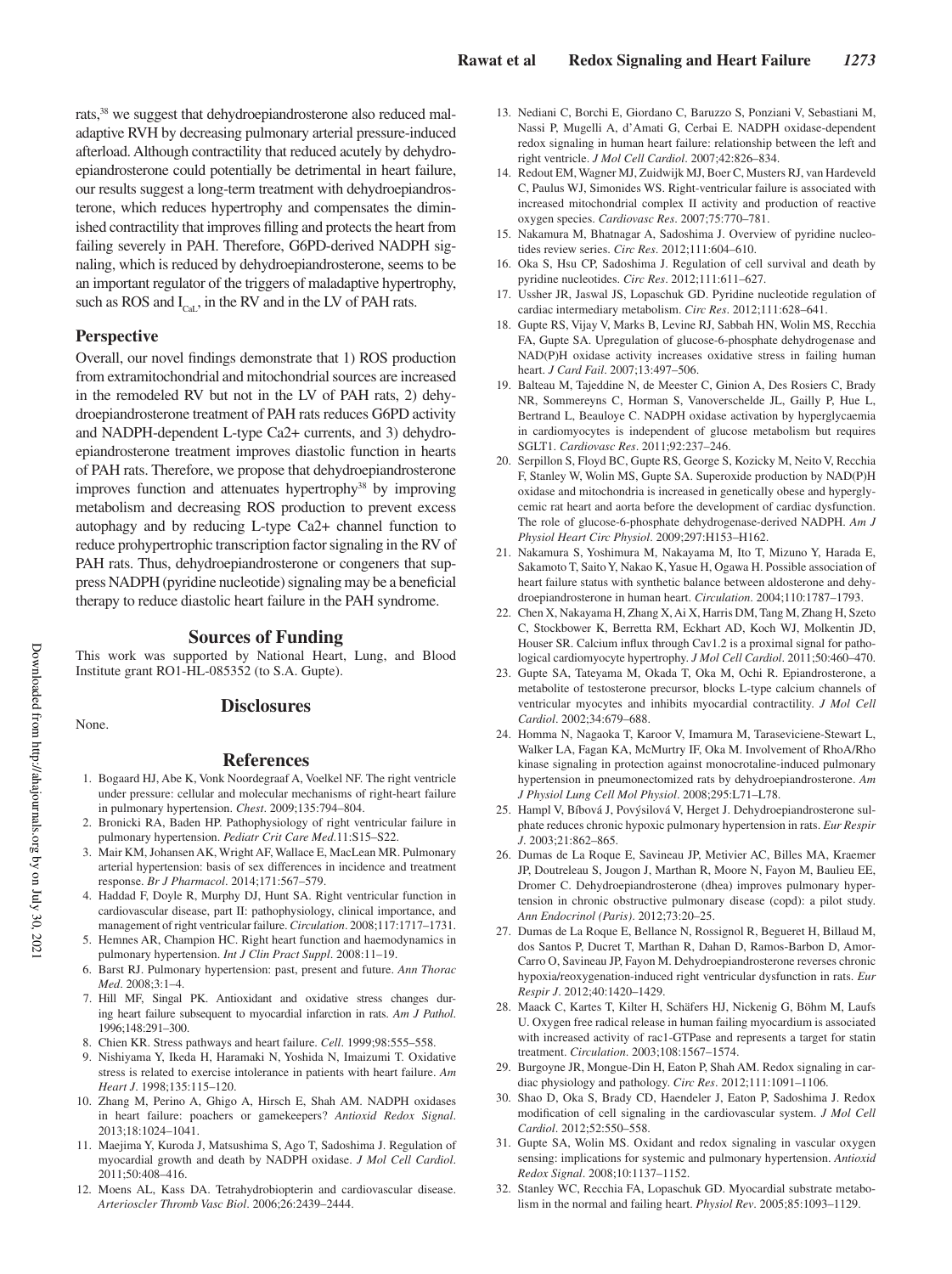rats,[38] we suggest that dehydroepiandrosterone also reduced maladaptive RVH by decreasing pulmonary arterial pressure-induced afterload. Although contractility that reduced acutely by dehydroepiandrosterone could potentially be detrimental in heart failure, our results suggest a long-term treatment with dehydroepiandrosterone, which reduces hypertrophy and compensates the diminished contractility that improves filling and protects the heart from failing severely in PAH. Therefore, G6PD-derived NADPH signaling, which is reduced by dehydroepiandrosterone, seems to be an important regulator of the triggers of maladaptive hypertrophy, such as ROS and $I_{CaL}$, in the RV and in the LV of PAH rats.

## Perspective

Overall, our novel findings demonstrate that 1) ROS production from extramitochondrial and mitochondrial sources are increased in the remodeled RV but not in the LV of PAH rats, 2) dehydroepiandrosterone treatment of PAH rats reduces G6PD activity and NADPH-dependent L-type Ca2+ currents, and 3) dehydroepiandrosterone treatment improves diastolic function in hearts of PAH rats. Therefore, we propose that dehydroepiandrosterone improves function and attenuates hypertrophy[38] by improving metabolism and decreasing ROS production to prevent excess autophagy and by reducing L-type Ca2+ channel function to reduce prohypertrophic transcription factor signaling in the RV of PAH rats. Thus, dehydroepiandrosterone or congeners that suppress NADPH (pyridine nucleotide) signaling may be a beneficial therapy to reduce diastolic heart failure in the PAH syndrome.

## Sources of Funding

This work was supported by National Heart, Lung, and Blood Institute grant RO1-HL-085352 (to S.A. Gupte).

## Disclosures

None.

## References

1. Bogaard HJ, Abe K, Vonk Noordegraaf A, Voelkel NF. The right ventricle under pressure: cellular and molecular mechanisms of right-heart failure in pulmonary hypertension. *Chest*. 2009;135:794–804.
2. Bronicki RA, Baden HP. Pathophysiology of right ventricular failure in pulmonary hypertension. *Pediatr Crit Care Med*.11:S15–S22.
3. Mair KM, Johansen AK, Wright AF, Wallace E, MacLean MR. Pulmonary arterial hypertension: basis of sex differences in incidence and treatment response. *Br J Pharmacol*. 2014;171:567–579.
4. Haddad F, Doyle R, Murphy DJ, Hunt SA. Right ventricular function in cardiovascular disease, part II: pathophysiology, clinical importance, and management of right ventricular failure. *Circulation*. 2008;117:1717–1731.
5. Hemnes AR, Champion HC. Right heart function and haemodynamics in pulmonary hypertension. *Int J Clin Pract Suppl*. 2008:11–19.
6. Barst RJ. Pulmonary hypertension: past, present and future. *Ann Thorac Med*. 2008;3:1–4.
7. Hill MF, Singal PK. Antioxidant and oxidative stress changes during heart failure subsequent to myocardial infarction in rats. *Am J Pathol*. 1996;148:291–300.
8. Chien KR. Stress pathways and heart failure. *Cell*. 1999;98:555–558.
9. Nishiyama Y, Ikeda H, Haramaki N, Yoshida N, Imaizumi T. Oxidative stress is related to exercise intolerance in patients with heart failure. *Am Heart J*. 1998;135:115–120.
10. Zhang M, Perino A, Ghigo A, Hirsch E, Shah AM. NADPH oxidases in heart failure: poachers or gamekeepers? *Antioxid Redox Signal*. 2013;18:1024–1041.
11. Maejima Y, Kuroda J, Matsushima S, Ago T, Sadoshima J. Regulation of myocardial growth and death by NADPH oxidase. *J Mol Cell Cardiol*. 2011;50:408–416.
12. Moens AL, Kass DA. Tetrahydrobiopterin and cardiovascular disease. *Arterioscler Thromb Vasc Biol*. 2006;26:2439–2444.
13. Nediani C, Borchi E, Giordano C, Baruzzo S, Ponziani V, Sebastiani M, Nassi P, Mugelli A, d'Amati G, Cerbai E. NADPH oxidase-dependent redox signaling in human heart failure: relationship between the left and right ventricle. *J Mol Cell Cardiol*. 2007;42:826–834.
14. Redout EM, Wagner MJ, Zuidwijk MJ, Boer C, Musters RJ, van Hardeveld C, Paulus WJ, Simonides WS. Right-ventricular failure is associated with increased mitochondrial complex II activity and production of reactive oxygen species. *Cardiovasc Res*. 2007;75:770–781.
15. Nakamura M, Bhatnagar A, Sadoshima J. Overview of pyridine nucleotides review series. *Circ Res*. 2012;111:604–610.
16. Oka S, Hsu CP, Sadoshima J. Regulation of cell survival and death by pyridine nucleotides. *Circ Res*. 2012;111:611–627.
17. Ussher JR, Jaswal JS, Lopaschuk GD. Pyridine nucleotide regulation of cardiac intermediary metabolism. *Circ Res*. 2012;111:628–641.
18. Gupte RS, Vijay V, Marks B, Levine RJ, Sabbah HN, Wolin MS, Recchia FA, Gupte SA. Upregulation of glucose-6-phosphate dehydrogenase and NAD(P)H oxidase activity increases oxidative stress in failing human heart. *J Card Fail*. 2007;13:497–506.
19. Balteau M, Tajeddine N, de Meester C, Ginion A, Des Rosiers C, Brady NR, Sommereyns C, Horman S, Vanoverschelde JL, Gailly P, Hue L, Bertrand L, Beauloye C. NADPH oxidase activation by hyperglycaemia in cardiomyocytes is independent of glucose metabolism but requires SGLT1. *Cardiovasc Res*. 2011;92:237–246.
20. Serpillon S, Floyd BC, Gupte RS, George S, Kozicky M, Neito V, Recchia F, Stanley W, Wolin MS, Gupte SA. Superoxide production by NAD(P)H oxidase and mitochondria is increased in genetically obese and hyperglycemic rat heart and aorta before the development of cardiac dysfunction. The role of glucose-6-phosphate dehydrogenase-derived NADPH. *Am J Physiol Heart Circ Physiol*. 2009;297:H153–H162.
21. Nakamura S, Yoshimura M, Nakayama M, Ito T, Mizuno Y, Harada E, Sakamoto T, Saito Y, Nakao K, Yasue H, Ogawa H. Possible association of heart failure status with synthetic balance between aldosterone and dehydroepiandrosterone in human heart. *Circulation*. 2004;110:1787–1793.
22. Chen X, Nakayama H, Zhang X, Ai X, Harris DM, Tang M, Zhang H, Szeto C, Stockbower K, Berretta RM, Eckhart AD, Koch WJ, Molkentin JD, Houser SR. Calcium influx through Cav1.2 is a proximal signal for pathological cardiomyocyte hypertrophy. *J Mol Cell Cardiol*. 2011;50:460–470.
23. Gupte SA, Tateyama M, Okada T, Oka M, Ochi R. Epiandrosterone, a metabolite of testosterone precursor, blocks L-type calcium channels of ventricular myocytes and inhibits myocardial contractility. *J Mol Cell Cardiol*. 2002;34:679–688.
24. Homma N, Nagaoka T, Karoor V, Imamura M, Taraseviciene-Stewart L, Walker LA, Fagan KA, McMurtry IF, Oka M. Involvement of RhoA/Rho kinase signaling in protection against monocrotaline-induced pulmonary hypertension in pneumonectomized rats by dehydroepiandrosterone. *Am J Physiol Lung Cell Mol Physiol*. 2008;295:L71–L78.
25. Hampl V, Bíbová J, Povýsilová V, Herget J. Dehydroepiandrosterone sulphate reduces chronic hypoxic pulmonary hypertension in rats. *Eur Respir J*. 2003;21:862–865.
26. Dumas de La Roque E, Savineau JP, Metivier AC, Billes MA, Kraemer JP, Doutreleau S, Jougon J, Marthan R, Moore N, Fayon M, Baulieu EE, Dromer C. Dehydroepiandrosterone (dhea) improves pulmonary hypertension in chronic obstructive pulmonary disease (copd): a pilot study. *Ann Endocrinol (Paris)*. 2012;73:20–25.
27. Dumas de La Roque E, Bellance N, Rossignol R, Begueret H, Billaud M, dos Santos P, Ducret T, Marthan R, Dahan D, Ramos-Barbon D, Amor-Carro O, Savineau JP, Fayon M. Dehydroepiandrosterone reverses chronic hypoxia/reoxygenation-induced right ventricular dysfunction in rats. *Eur Respir J*. 2012;40:1420–1429.
28. Maack C, Kartes T, Kilter H, Schäfers HJ, Nickenig G, Böhm M, Laufs U. Oxygen free radical release in human failing myocardium is associated with increased activity of rac1-GTPase and represents a target for statin treatment. *Circulation*. 2003;108:1567–1574.
29. Burgoyne JR, Mongue-Din H, Eaton P, Shah AM. Redox signaling in cardiac physiology and pathology. *Circ Res*. 2012;111:1091–1106.
30. Shao D, Oka S, Brady CD, Haendeler J, Eaton P, Sadoshima J. Redox modification of cell signaling in the cardiovascular system. *J Mol Cell Cardiol*. 2012;52:550–558.
31. Gupte SA, Wolin MS. Oxidant and redox signaling in vascular oxygen sensing: implications for systemic and pulmonary hypertension. *Antioxid Redox Signal*. 2008;10:1137–1152.
32. Stanley WC, Recchia FA, Lopaschuk GD. Myocardial substrate metabolism in the normal and failing heart. *Physiol Rev*. 2005;85:1093–1129.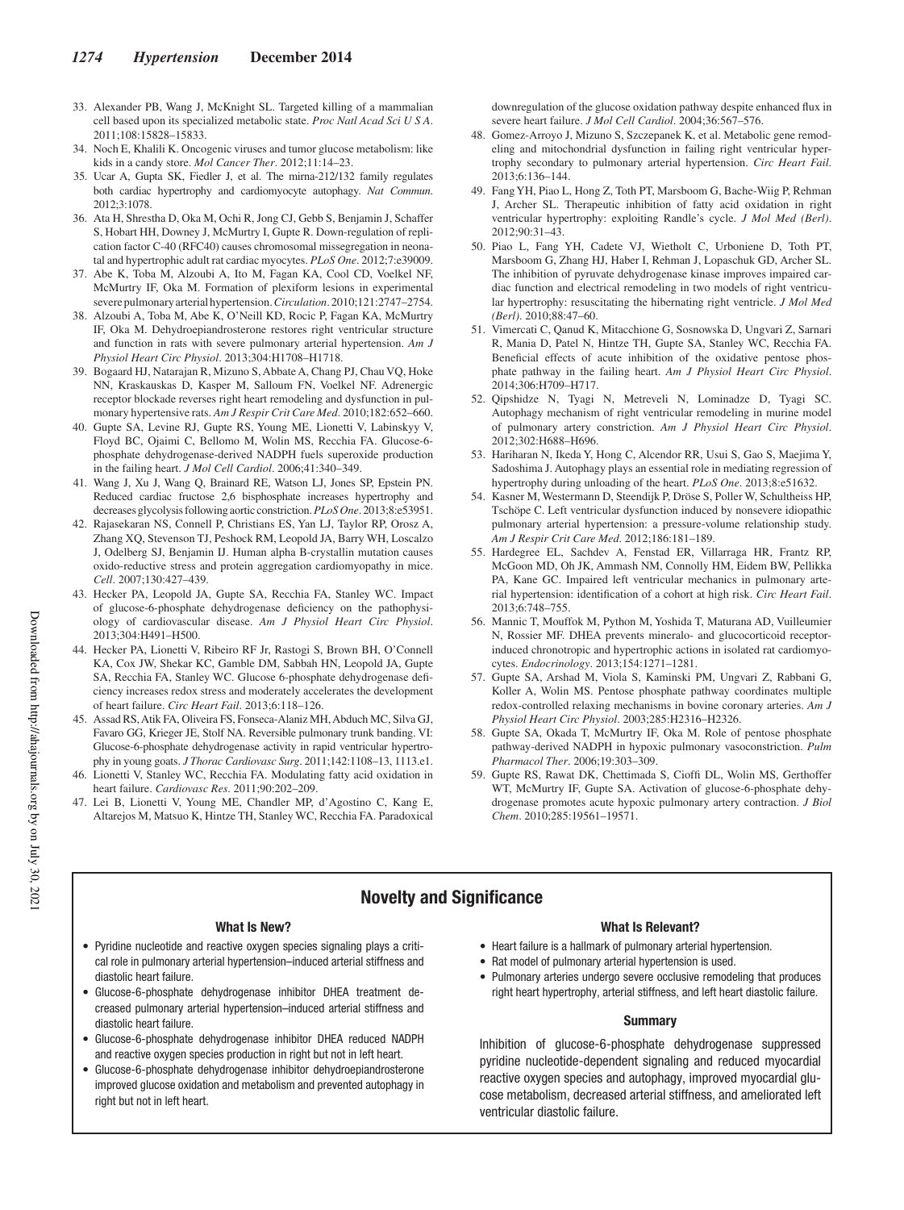33. Alexander PB, Wang J, McKnight SL. Targeted killing of a mammalian cell based upon its specialized metabolic state. *Proc Natl Acad Sci U S A*. 2011;108:15828–15833.
34. Noch E, Khalili K. Oncogenic viruses and tumor glucose metabolism: like kids in a candy store. *Mol Cancer Ther*. 2012;11:14–23.
35. Ucar A, Gupta SK, Fiedler J, et al. The mirna-212/132 family regulates both cardiac hypertrophy and cardiomyocyte autophagy. *Nat Commun*. 2012;3:1078.
36. Ata H, Shrestha D, Oka M, Ochi R, Jong CJ, Gebb S, Benjamin J, Schaffer S, Hobart HH, Downey J, McMurtry I, Gupte R. Down-regulation of replication factor C-40 (RFC40) causes chromosomal missegregation in neonatal and hypertrophic adult rat cardiac myocytes. *PLoS One*. 2012;7:e39009.
37. Abe K, Toba M, Alzoubi A, Ito M, Fagan KA, Cool CD, Voelkel NF, McMurtry IF, Oka M. Formation of plexiform lesions in experimental severe pulmonary arterial hypertension. *Circulation*. 2010;121:2747–2754.
38. Alzoubi A, Toba M, Abe K, O'Neill KD, Rocic P, Fagan KA, McMurtry IF, Oka M. Dehydroepiandrosterone restores right ventricular structure and function in rats with severe pulmonary arterial hypertension. *Am J Physiol Heart Circ Physiol*. 2013;304:H1708–H1718.
39. Bogaard HJ, Natarajan R, Mizuno S, Abbate A, Chang PJ, Chau VQ, Hoke NN, Kraskauskas D, Kasper M, Salloum FN, Voelkel NF. Adrenergic receptor blockade reverses right heart remodeling and dysfunction in pulmonary hypertensive rats. *Am J Respir Crit Care Med*. 2010;182:652–660.
40. Gupte SA, Levine RJ, Gupte RS, Young ME, Lionetti V, Labinskyy V, Floyd BC, Ojaimi C, Bellomo M, Wolin MS, Recchia FA. Glucose-6-phosphate dehydrogenase-derived NADPH fuels superoxide production in the failing heart. *J Mol Cell Cardiol*. 2006;41:340–349.
41. Wang J, Xu J, Wang Q, Brainard RE, Watson LJ, Jones SP, Epstein PN. Reduced cardiac fructose 2,6 bisphosphate increases hypertrophy and decreases glycolysis following aortic constriction. *PLoS One*. 2013;8:e53951.
42. Rajasekaran NS, Connell P, Christians ES, Yan LJ, Taylor RP, Orosz A, Zhang XQ, Stevenson TJ, Peshock RM, Leopold JA, Barry WH, Loscalzo J, Odelberg SJ, Benjamin IJ. Human alpha B-crystallin mutation causes oxido-reductive stress and protein aggregation cardiomyopathy in mice. *Cell*. 2007;130:427–439.
43. Hecker PA, Leopold JA, Gupte SA, Recchia FA, Stanley WC. Impact of glucose-6-phosphate dehydrogenase deficiency on the pathophysiology of cardiovascular disease. *Am J Physiol Heart Circ Physiol*. 2013;304:H491–H500.
44. Hecker PA, Lionetti V, Ribeiro RF Jr, Rastogi S, Brown BH, O'Connell KA, Cox JW, Shekar KC, Gamble DM, Sabbah HN, Leopold JA, Gupte SA, Recchia FA, Stanley WC. Glucose 6-phosphate dehydrogenase deficiency increases redox stress and moderately accelerates the development of heart failure. *Circ Heart Fail*. 2013;6:118–126.
45. Assad RS, Atik FA, Oliveira FS, Fonseca-Alaniz MH, Abduch MC, Silva GJ, Favaro GG, Krieger JE, Stolf NA. Reversible pulmonary trunk banding. VI: Glucose-6-phosphate dehydrogenase activity in rapid ventricular hypertrophy in young goats. *J Thorac Cardiovasc Surg*. 2011;142:1108–13, 1113.e1.
46. Lionetti V, Stanley WC, Recchia FA. Modulating fatty acid oxidation in heart failure. *Cardiovasc Res*. 2011;90:202–209.
47. Lei B, Lionetti V, Young ME, Chandler MP, d'Agostino C, Kang E, Altarejos M, Matsuo K, Hintze TH, Stanley WC, Recchia FA. Paradoxical downregulation of the glucose oxidation pathway despite enhanced flux in severe heart failure. *J Mol Cell Cardiol*. 2004;36:567–576.
48. Gomez-Arroyo J, Mizuno S, Szczepanek K, et al. Metabolic gene remodeling and mitochondrial dysfunction in failing right ventricular hypertrophy secondary to pulmonary arterial hypertension. *Circ Heart Fail*. 2013;6:136–144.
49. Fang YH, Piao L, Hong Z, Toth PT, Marsboom G, Bache-Wiig P, Rehman J, Archer SL. Therapeutic inhibition of fatty acid oxidation in right ventricular hypertrophy: exploiting Randle's cycle. *J Mol Med (Berl)*. 2012;90:31–43.
50. Piao L, Fang YH, Cadete VJ, Wietholt C, Urboniene D, Toth PT, Marsboom G, Zhang HJ, Haber I, Rehman J, Lopaschuk GD, Archer SL. The inhibition of pyruvate dehydrogenase kinase improves impaired cardiac function and electrical remodeling in two models of right ventricular hypertrophy: resuscitating the hibernating right ventricle. *J Mol Med (Berl)*. 2010;88:47–60.
51. Vimercati C, Qanud K, Mitacchione G, Sosnowska D, Ungvari Z, Sarnari R, Mania D, Patel N, Hintze TH, Gupte SA, Stanley WC, Recchia FA. Beneficial effects of acute inhibition of the oxidative pentose phosphate pathway in the failing heart. *Am J Physiol Heart Circ Physiol*. 2014;306:H709–H717.
52. Qipshidze N, Tyagi N, Metreveli N, Lominadze D, Tyagi SC. Autophagy mechanism of right ventricular remodeling in murine model of pulmonary artery constriction. *Am J Physiol Heart Circ Physiol*. 2012;302:H688–H696.
53. Hariharan N, Ikeda Y, Hong C, Alcendor RR, Usui S, Gao S, Maejima Y, Sadoshima J. Autophagy plays an essential role in mediating regression of hypertrophy during unloading of the heart. *PLoS One*. 2013;8:e51632.
54. Kasner M, Westermann D, Steendijk P, Dröse S, Poller W, Schultheiss HP, Tschöpe C. Left ventricular dysfunction induced by nonsevere idiopathic pulmonary arterial hypertension: a pressure-volume relationship study. *Am J Respir Crit Care Med*. 2012;186:181–189.
55. Hardegree EL, Sachdev A, Fenstad ER, Villarraga HR, Frantz RP, McGoon MD, Oh JK, Ammash NM, Connolly HM, Eidem BW, Pellikka PA, Kane GC. Impaired left ventricular mechanics in pulmonary arterial hypertension: identification of a cohort at high risk. *Circ Heart Fail*. 2013;6:748–755.
56. Mannic T, Mouffok M, Python M, Yoshida T, Maturana AD, Vuilleumier N, Rossier MF. DHEA prevents mineralo- and glucocorticoid receptor-induced chronotropic and hypertrophic actions in isolated rat cardiomyocytes. *Endocrinology*. 2013;154:1271–1281.
57. Gupte SA, Arshad M, Viola S, Kaminski PM, Ungvari Z, Rabbani G, Koller A, Wolin MS. Pentose phosphate pathway coordinates multiple redox-controlled relaxing mechanisms in bovine coronary arteries. *Am J Physiol Heart Circ Physiol*. 2003;285:H2316–H2326.
58. Gupte SA, Okada T, McMurtry IF, Oka M. Role of pentose phosphate pathway-derived NADPH in hypoxic pulmonary vasoconstriction. *Pulm Pharmacol Ther*. 2006;19:303–309.
59. Gupte RS, Rawat DK, Chettimada S, Cioffi DL, Wolin MS, Gerthoffer WT, McMurtry IF, Gupte SA. Activation of glucose-6-phosphate dehydrogenase promotes acute hypoxic pulmonary artery contraction. *J Biol Chem*. 2010;285:19561–19571.

## Novelty and Significance

### What Is New?

- Pyridine nucleotide and reactive oxygen species signaling plays a critical role in pulmonary arterial hypertension–induced arterial stiffness and diastolic heart failure.
- Glucose-6-phosphate dehydrogenase inhibitor DHEA treatment decreased pulmonary arterial hypertension–induced arterial stiffness and diastolic heart failure.
- Glucose-6-phosphate dehydrogenase inhibitor DHEA reduced NADPH and reactive oxygen species production in right but not in left heart.
- Glucose-6-phosphate dehydrogenase inhibitor dehydroepiandrosterone improved glucose oxidation and metabolism and prevented autophagy in right but not in left heart.

### What Is Relevant?

- Heart failure is a hallmark of pulmonary arterial hypertension.
- Rat model of pulmonary arterial hypertension is used.
- Pulmonary arteries undergo severe occlusive remodeling that produces right heart hypertrophy, arterial stiffness, and left heart diastolic failure.

### Summary

Inhibition of glucose-6-phosphate dehydrogenase suppressed pyridine nucleotide-dependent signaling and reduced myocardial reactive oxygen species and autophagy, improved myocardial glucose metabolism, decreased arterial stiffness, and ameliorated left ventricular diastolic failure.